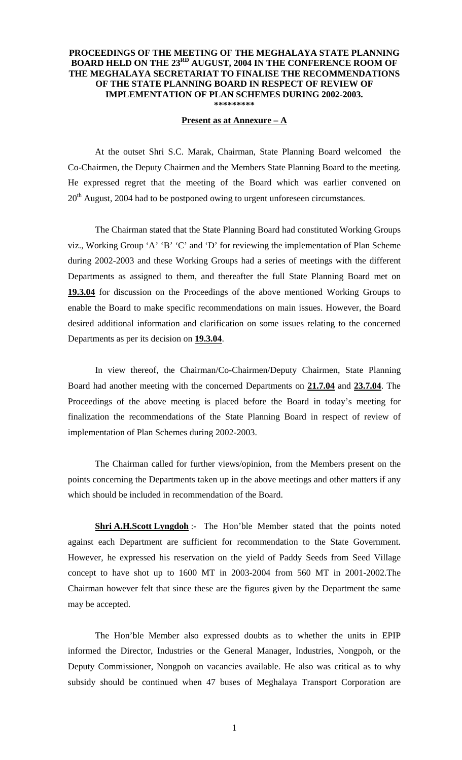# PROCEEDINGS OF THE MEETING OF THE MEGHALAYA STATE PLANNING BOARD HELD ON THE 23RD AUGUST, 2004 IN THE CONFERENCE ROOM OF THE MEGHALAYA SECRETARIAT TO FINALISE THE RECOMMENDATIONS OF THE STATE PLANNING BOARD IN RESPECT OF REVIEW OF IMPLEMENTATION OF PLAN SCHEMES DURING 2002-2003.

*********

**Present as at Annexure – A**

At the outset Shri S.C. Marak, Chairman, State Planning Board welcomed the Co-Chairmen, the Deputy Chairmen and the Members State Planning Board to the meeting. He expressed regret that the meeting of the Board which was earlier convened on 20th August, 2004 had to be postponed owing to urgent unforeseen circumstances.

The Chairman stated that the State Planning Board had constituted Working Groups viz., Working Group 'A' 'B' 'C' and 'D' for reviewing the implementation of Plan Scheme during 2002-2003 and these Working Groups had a series of meetings with the different Departments as assigned to them, and thereafter the full State Planning Board met on **19.3.04** for discussion on the Proceedings of the above mentioned Working Groups to enable the Board to make specific recommendations on main issues. However, the Board desired additional information and clarification on some issues relating to the concerned Departments as per its decision on **19.3.04**.

In view thereof, the Chairman/Co-Chairmen/Deputy Chairmen, State Planning Board had another meeting with the concerned Departments on **21.7.04** and **23.7.04**. The Proceedings of the above meeting is placed before the Board in today's meeting for finalization the recommendations of the State Planning Board in respect of review of implementation of Plan Schemes during 2002-2003.

The Chairman called for further views/opinion, from the Members present on the points concerning the Departments taken up in the above meetings and other matters if any which should be included in recommendation of the Board.

**Shri A.H.Scott Lyngdoh** :- The Hon'ble Member stated that the points noted against each Department are sufficient for recommendation to the State Government. However, he expressed his reservation on the yield of Paddy Seeds from Seed Village concept to have shot up to 1600 MT in 2003-2004 from 560 MT in 2001-2002.The Chairman however felt that since these are the figures given by the Department the same may be accepted.

The Hon'ble Member also expressed doubts as to whether the units in EPIP informed the Director, Industries or the General Manager, Industries, Nongpoh, or the Deputy Commissioner, Nongpoh on vacancies available. He also was critical as to why subsidy should be continued when 47 buses of Meghalaya Transport Corporation are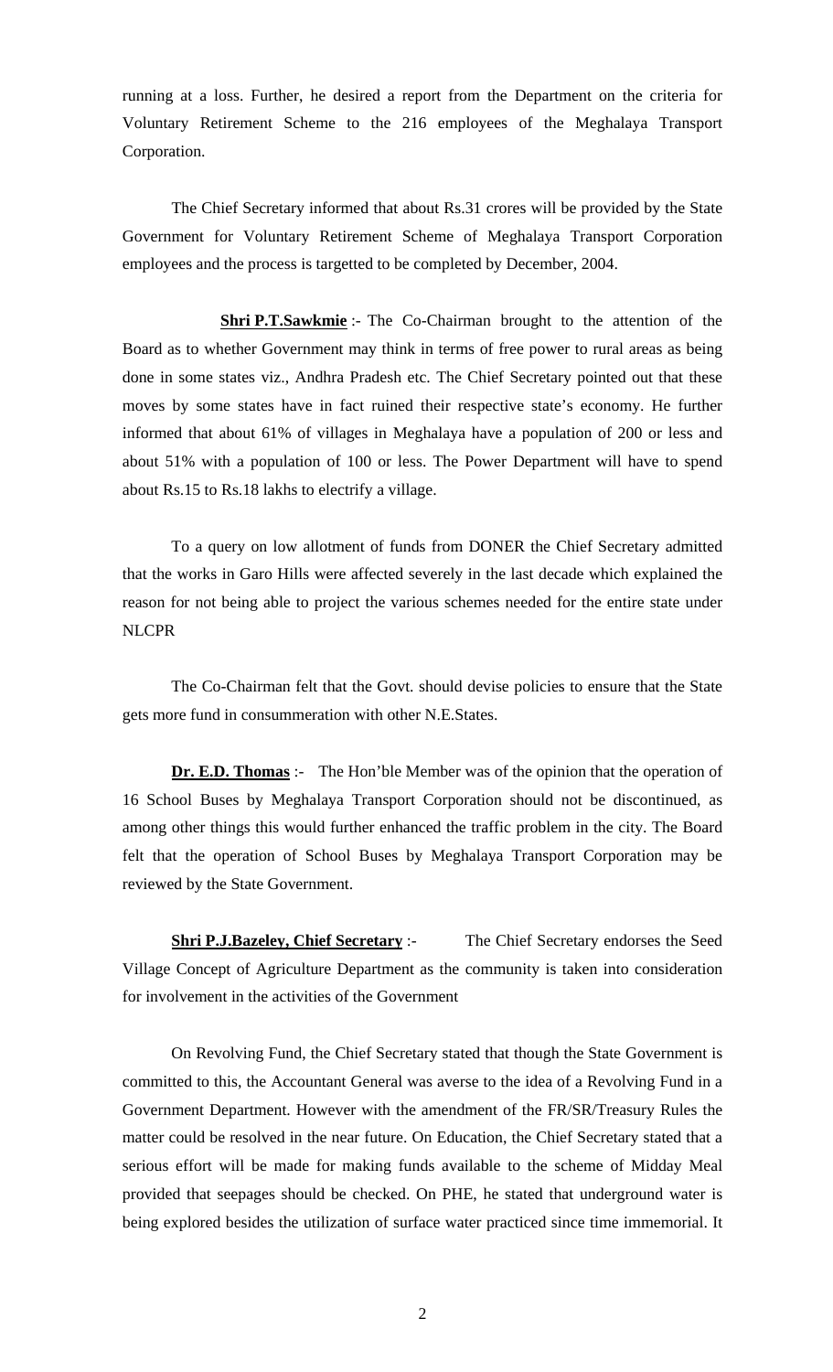running at a loss. Further, he desired a report from the Department on the criteria for Voluntary Retirement Scheme to the 216 employees of the Meghalaya Transport Corporation.

The Chief Secretary informed that about Rs.31 crores will be provided by the State Government for Voluntary Retirement Scheme of Meghalaya Transport Corporation employees and the process is targetted to be completed by December, 2004.

**Shri P.T.Sawkmie** :- The Co-Chairman brought to the attention of the Board as to whether Government may think in terms of free power to rural areas as being done in some states viz., Andhra Pradesh etc. The Chief Secretary pointed out that these moves by some states have in fact ruined their respective state's economy. He further informed that about 61% of villages in Meghalaya have a population of 200 or less and about 51% with a population of 100 or less. The Power Department will have to spend about Rs.15 to Rs.18 lakhs to electrify a village.

To a query on low allotment of funds from DONER the Chief Secretary admitted that the works in Garo Hills were affected severely in the last decade which explained the reason for not being able to project the various schemes needed for the entire state under NLCPR

The Co-Chairman felt that the Govt. should devise policies to ensure that the State gets more fund in consummeration with other N.E.States.

**Dr. E.D. Thomas** :- The Hon'ble Member was of the opinion that the operation of 16 School Buses by Meghalaya Transport Corporation should not be discontinued, as among other things this would further enhanced the traffic problem in the city. The Board felt that the operation of School Buses by Meghalaya Transport Corporation may be reviewed by the State Government.

**Shri P.J.Bazeley, Chief Secretary** :- The Chief Secretary endorses the Seed Village Concept of Agriculture Department as the community is taken into consideration for involvement in the activities of the Government

On Revolving Fund, the Chief Secretary stated that though the State Government is committed to this, the Accountant General was averse to the idea of a Revolving Fund in a Government Department. However with the amendment of the FR/SR/Treasury Rules the matter could be resolved in the near future. On Education, the Chief Secretary stated that a serious effort will be made for making funds available to the scheme of Midday Meal provided that seepages should be checked. On PHE, he stated that underground water is being explored besides the utilization of surface water practiced since time immemorial. It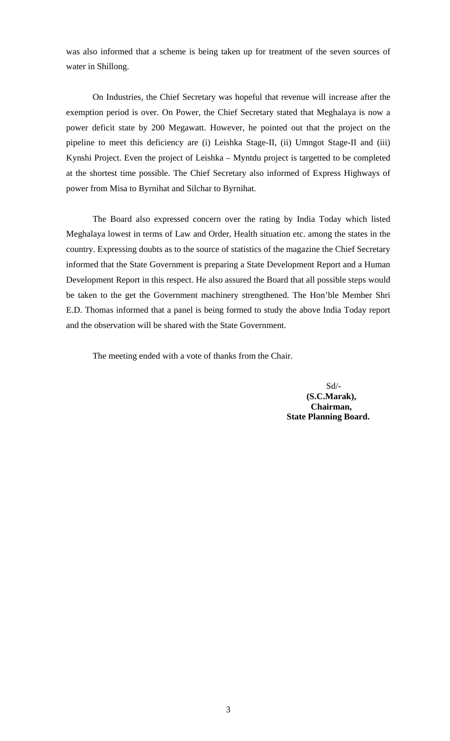was also informed that a scheme is being taken up for treatment of the seven sources of water in Shillong.

On Industries, the Chief Secretary was hopeful that revenue will increase after the exemption period is over. On Power, the Chief Secretary stated that Meghalaya is now a power deficit state by 200 Megawatt. However, he pointed out that the project on the pipeline to meet this deficiency are (i) Leishka Stage-II, (ii) Umngot Stage-II and (iii) Kynshi Project. Even the project of Leishka – Myntdu project is targetted to be completed at the shortest time possible. The Chief Secretary also informed of Express Highways of power from Misa to Byrnihat and Silchar to Byrnihat.

The Board also expressed concern over the rating by India Today which listed Meghalaya lowest in terms of Law and Order, Health situation etc. among the states in the country. Expressing doubts as to the source of statistics of the magazine the Chief Secretary informed that the State Government is preparing a State Development Report and a Human Development Report in this respect. He also assured the Board that all possible steps would be taken to the get the Government machinery strengthened. The Hon'ble Member Shri E.D. Thomas informed that a panel is being formed to study the above India Today report and the observation will be shared with the State Government.

The meeting ended with a vote of thanks from the Chair.

Sd/-
**(S.C.Marak),**
**Chairman,**
**State Planning Board.**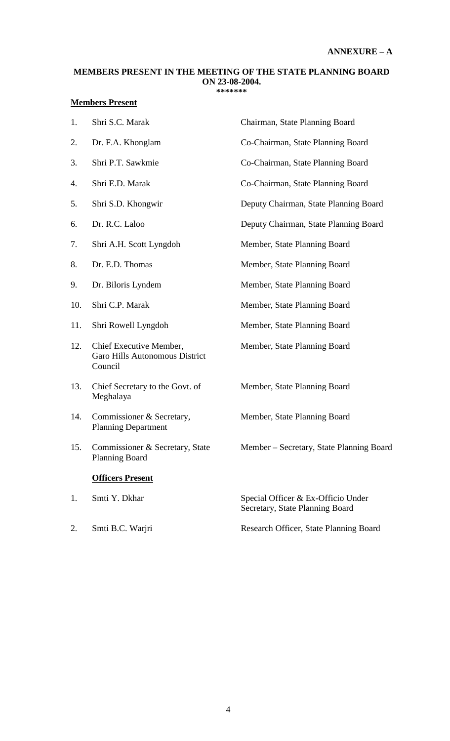**ANNEXURE – A**

**MEMBERS PRESENT IN THE MEETING OF THE STATE PLANNING BOARD ON 23-08-2004.**

*******

**Members Present**

| | | |
|---|---|---|
| 1. | Shri S.C. Marak | Chairman, State Planning Board |
| 2. | Dr. F.A. Khonglam | Co-Chairman, State Planning Board |
| 3. | Shri P.T. Sawkmie | Co-Chairman, State Planning Board |
| 4. | Shri E.D. Marak | Co-Chairman, State Planning Board |
| 5. | Shri S.D. Khongwir | Deputy Chairman, State Planning Board |
| 6. | Dr. R.C. Laloo | Deputy Chairman, State Planning Board |
| 7. | Shri A.H. Scott Lyngdoh | Member, State Planning Board |
| 8. | Dr. E.D. Thomas | Member, State Planning Board |
| 9. | Dr. Biloris Lyndem | Member, State Planning Board |
| 10. | Shri C.P. Marak | Member, State Planning Board |
| 11. | Shri Rowell Lyngdoh | Member, State Planning Board |
| 12. | Chief Executive Member, Garo Hills Autonomous District Council | Member, State Planning Board |
| 13. | Chief Secretary to the Govt. of Meghalaya | Member, State Planning Board |
| 14. | Commissioner & Secretary, Planning Department | Member, State Planning Board |
| 15. | Commissioner & Secretary, State Planning Board | Member – Secretary, State Planning Board |

**Officers Present**

| | | |
|---|---|---|
| 1. | Smti Y. Dkhar | Special Officer & Ex-Officio Under Secretary, State Planning Board |
| 2. | Smti B.C. Warjri | Research Officer, State Planning Board |